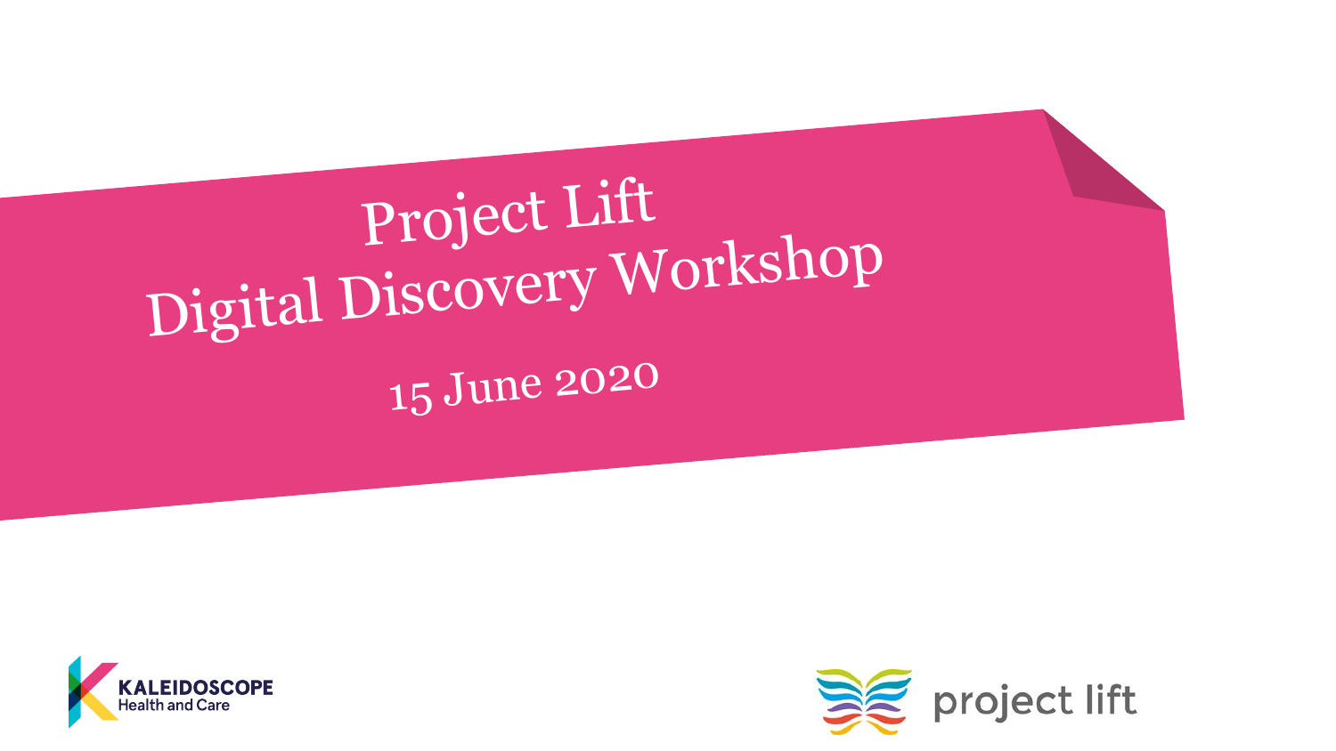# Project Lift
# Digital Discovery Workshop

15 June 2020

KALEIDOSCOPE Health and Care

project lift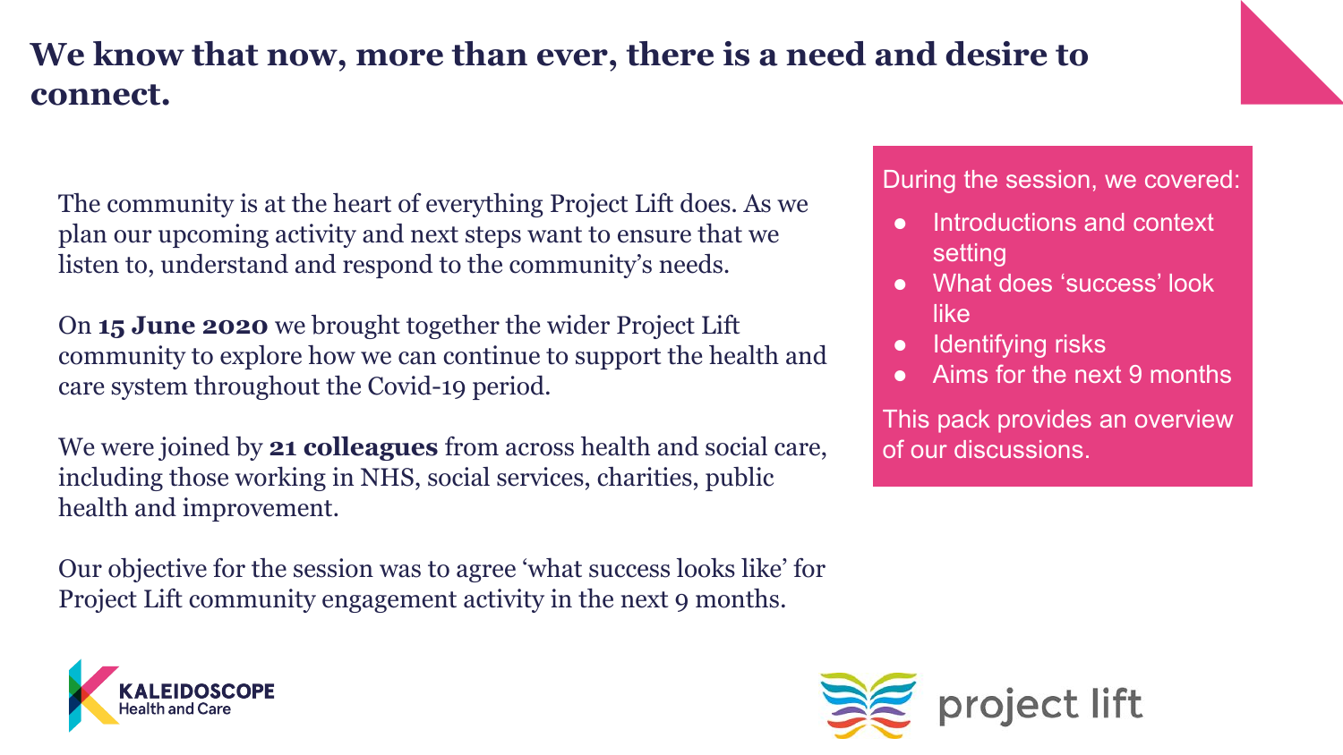# We know that now, more than ever, there is a need and desire to connect.

The community is at the heart of everything Project Lift does. As we plan our upcoming activity and next steps want to ensure that we listen to, understand and respond to the community's needs.

On **15 June 2020** we brought together the wider Project Lift community to explore how we can continue to support the health and care system throughout the Covid-19 period.

We were joined by **21 colleagues** from across health and social care, including those working in NHS, social services, charities, public health and improvement.

Our objective for the session was to agree 'what success looks like' for Project Lift community engagement activity in the next 9 months.

During the session, we covered:

- Introductions and context setting
- What does 'success' look like
- Identifying risks
- Aims for the next 9 months

This pack provides an overview of our discussions.

KALEIDOSCOPE Health and Care

project lift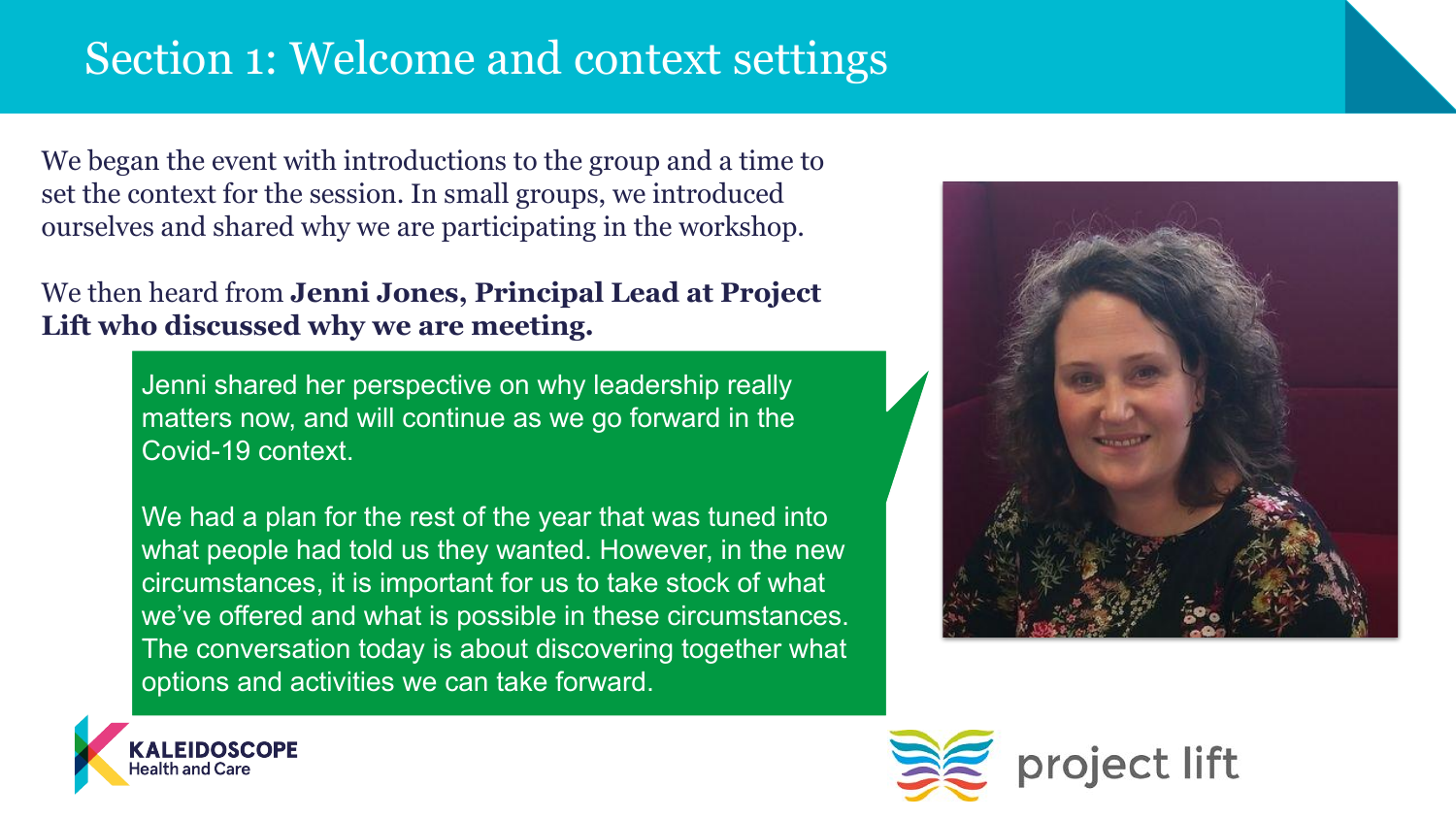# Section 1: Welcome and context settings

We began the event with introductions to the group and a time to set the context for the session. In small groups, we introduced ourselves and shared why we are participating in the workshop.

We then heard from **Jenni Jones, Principal Lead at Project Lift who discussed why we are meeting.**

Jenni shared her perspective on why leadership really matters now, and will continue as we go forward in the Covid-19 context.

We had a plan for the rest of the year that was tuned into what people had told us they wanted. However, in the new circumstances, it is important for us to take stock of what we've offered and what is possible in these circumstances. The conversation today is about discovering together what options and activities we can take forward.

KALEIDOSCOPE Health and Care

project lift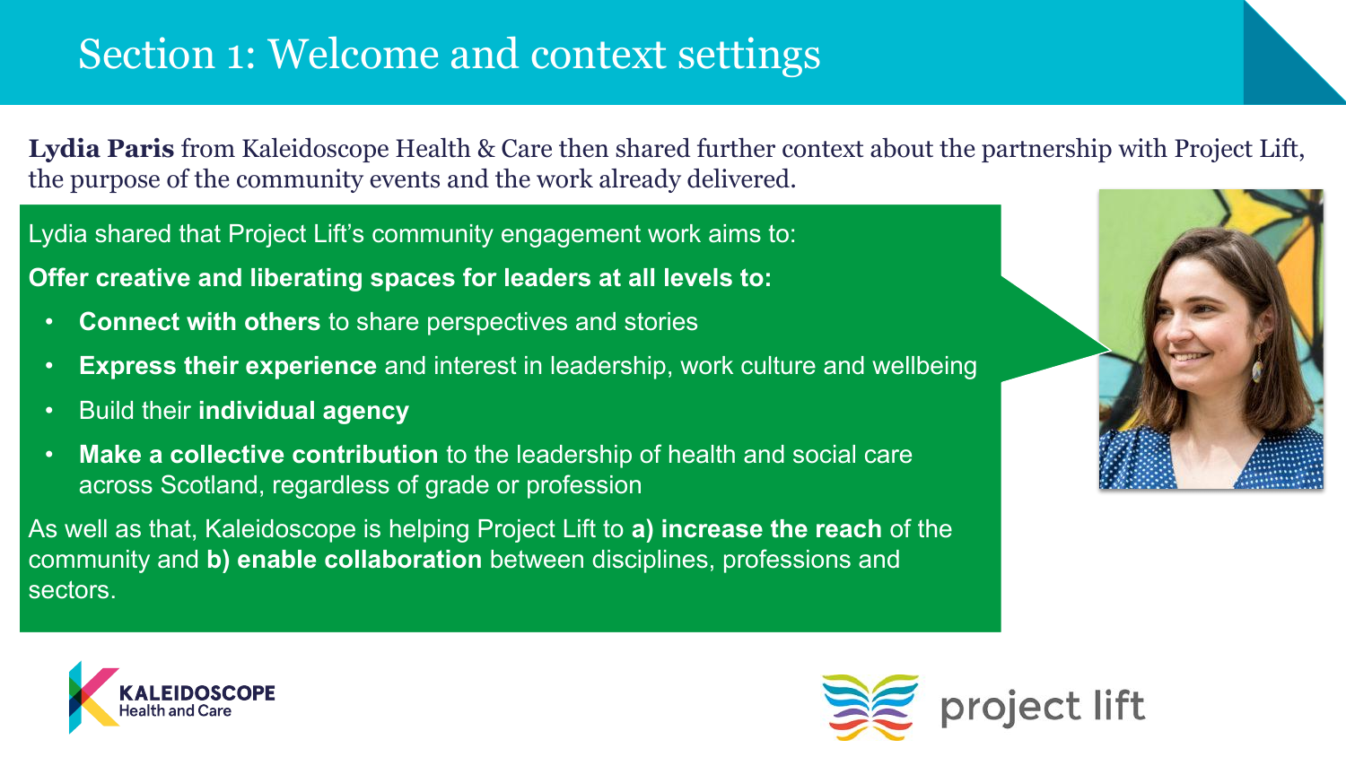# Section 1: Welcome and context settings

**Lydia Paris** from Kaleidoscope Health & Care then shared further context about the partnership with Project Lift, the purpose of the community events and the work already delivered.

Lydia shared that Project Lift's community engagement work aims to:

**Offer creative and liberating spaces for leaders at all levels to:**

- **Connect with others** to share perspectives and stories
- **Express their experience** and interest in leadership, work culture and wellbeing
- Build their **individual agency**
- **Make a collective contribution** to the leadership of health and social care across Scotland, regardless of grade or profession

As well as that, Kaleidoscope is helping Project Lift to **a) increase the reach** of the community and **b) enable collaboration** between disciplines, professions and sectors.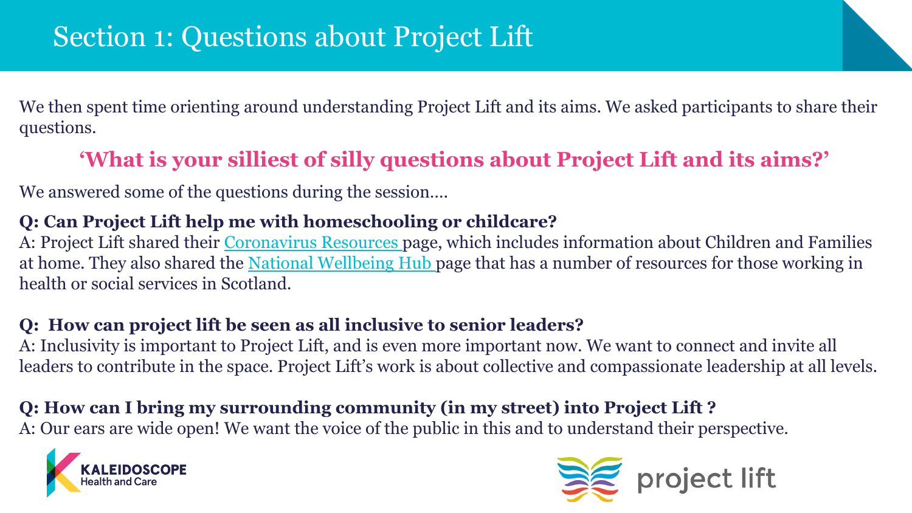# Section 1: Questions about Project Lift

We then spent time orienting around understanding Project Lift and its aims. We asked participants to share their questions.

**'What is your silliest of silly questions about Project Lift and its aims?'**

We answered some of the questions during the session….

**Q: Can Project Lift help me with homeschooling or childcare?**
A: Project Lift shared their Coronavirus Resources page, which includes information about Children and Families at home. They also shared the National Wellbeing Hub page that has a number of resources for those working in health or social services in Scotland.

**Q: How can project lift be seen as all inclusive to senior leaders?**
A: Inclusivity is important to Project Lift, and is even more important now. We want to connect and invite all leaders to contribute in the space. Project Lift's work is about collective and compassionate leadership at all levels.

**Q: How can I bring my surrounding community (in my street) into Project Lift ?**
A: Our ears are wide open! We want the voice of the public in this and to understand their perspective.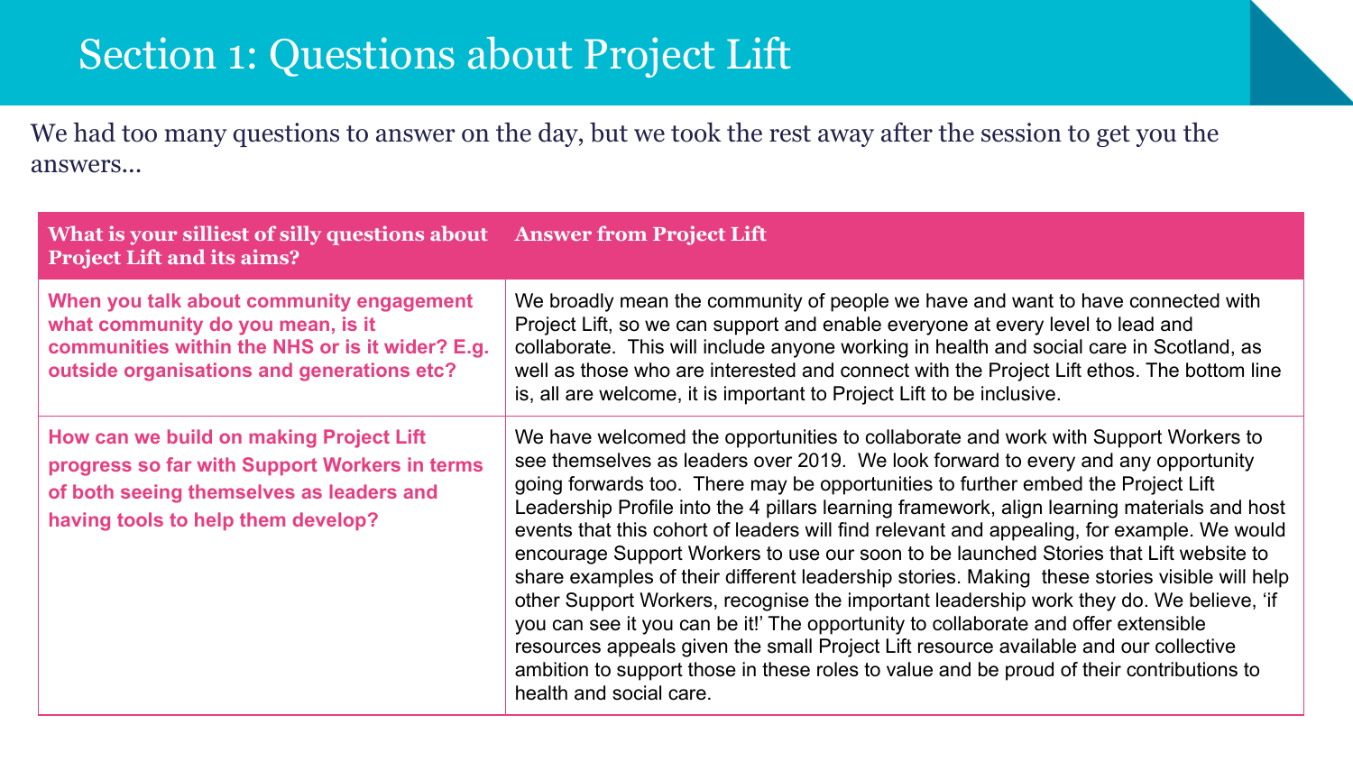# Section 1: Questions about Project Lift

We had too many questions to answer on the day, but we took the rest away after the session to get you the answers...

| What is your silliest of silly questions about Project Lift and its aims? | Answer from Project Lift |
| --- | --- |
| **When you talk about community engagement what community do you mean, is it communities within the NHS or is it wider? E.g. outside organisations and generations etc?** | We broadly mean the community of people we have and want to have connected with Project Lift, so we can support and enable everyone at every level to lead and collaborate. This will include anyone working in health and social care in Scotland, as well as those who are interested and connect with the Project Lift ethos. The bottom line is, all are welcome, it is important to Project Lift to be inclusive. |
| **How can we build on making Project Lift progress so far with Support Workers in terms of both seeing themselves as leaders and having tools to help them develop?** | We have welcomed the opportunities to collaborate and work with Support Workers to see themselves as leaders over 2019. We look forward to every and any opportunity going forwards too. There may be opportunities to further embed the Project Lift Leadership Profile into the 4 pillars learning framework, align learning materials and host events that this cohort of leaders will find relevant and appealing, for example. We would encourage Support Workers to use our soon to be launched Stories that Lift website to share examples of their different leadership stories. Making these stories visible will help other Support Workers, recognise the important leadership work they do. We believe, 'if you can see it you can be it!' The opportunity to collaborate and offer extensible resources appeals given the small Project Lift resource available and our collective ambition to support those in these roles to value and be proud of their contributions to health and social care. |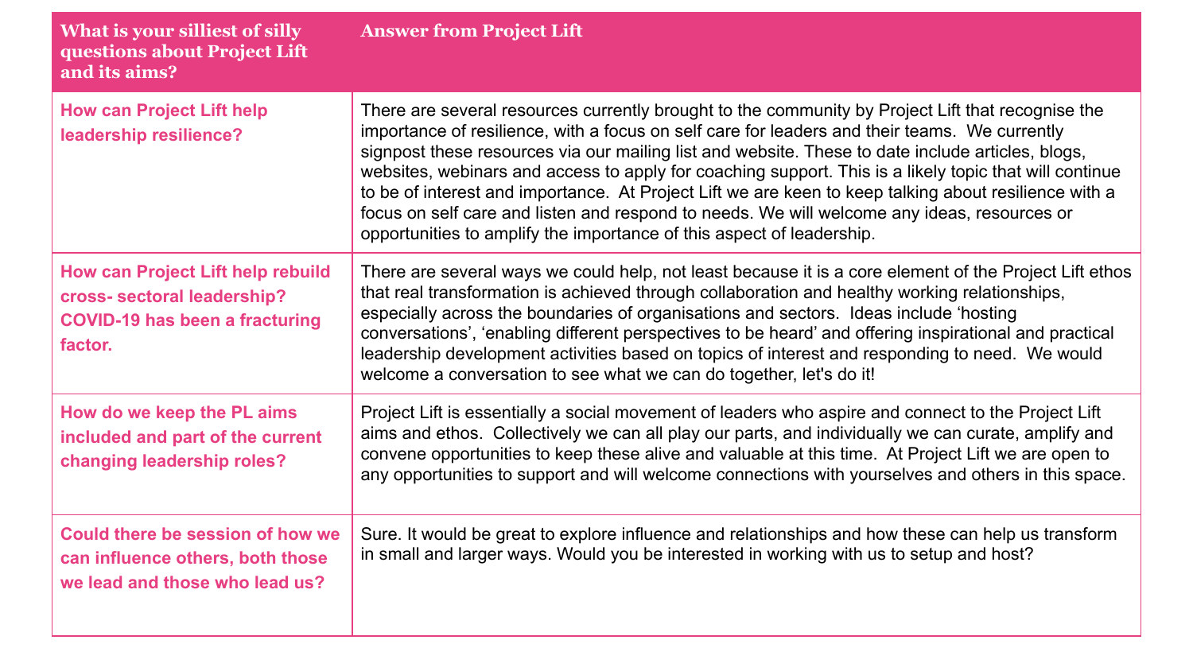| What is your silliest of silly questions about Project Lift and its aims? | Answer from Project Lift |
|---|---|
| **How can Project Lift help leadership resilience?** | There are several resources currently brought to the community by Project Lift that recognise the importance of resilience, with a focus on self care for leaders and their teams. We currently signpost these resources via our mailing list and website. These to date include articles, blogs, websites, webinars and access to apply for coaching support. This is a likely topic that will continue to be of interest and importance. At Project Lift we are keen to keep talking about resilience with a focus on self care and listen and respond to needs. We will welcome any ideas, resources or opportunities to amplify the importance of this aspect of leadership. |
| **How can Project Lift help rebuild cross- sectoral leadership? COVID-19 has been a fracturing factor.** | There are several ways we could help, not least because it is a core element of the Project Lift ethos that real transformation is achieved through collaboration and healthy working relationships, especially across the boundaries of organisations and sectors. Ideas include 'hosting conversations', 'enabling different perspectives to be heard' and offering inspirational and practical leadership development activities based on topics of interest and responding to need. We would welcome a conversation to see what we can do together, let's do it! |
| **How do we keep the PL aims included and part of the current changing leadership roles?** | Project Lift is essentially a social movement of leaders who aspire and connect to the Project Lift aims and ethos. Collectively we can all play our parts, and individually we can curate, amplify and convene opportunities to keep these alive and valuable at this time. At Project Lift we are open to any opportunities to support and will welcome connections with yourselves and others in this space. |
| **Could there be session of how we can influence others, both those we lead and those who lead us?** | Sure. It would be great to explore influence and relationships and how these can help us transform in small and larger ways. Would you be interested in working with us to setup and host? |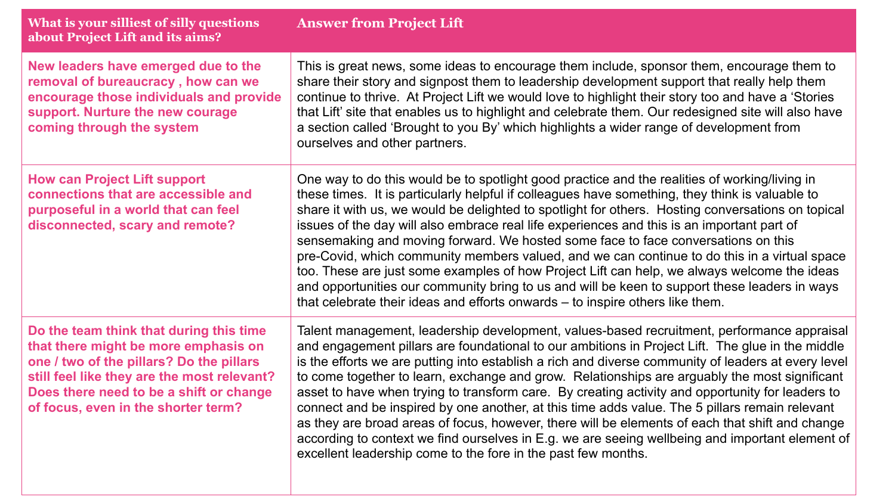| What is your silliest of silly questions about Project Lift and its aims? | Answer from Project Lift |
|---|---|
| **New leaders have emerged due to the removal of bureaucracy , how can we encourage those individuals and provide support. Nurture the new courage coming through the system** | This is great news, some ideas to encourage them include, sponsor them, encourage them to share their story and signpost them to leadership development support that really help them continue to thrive. At Project Lift we would love to highlight their story too and have a 'Stories that Lift' site that enables us to highlight and celebrate them. Our redesigned site will also have a section called 'Brought to you By' which highlights a wider range of development from ourselves and other partners. |
| **How can Project Lift support connections that are accessible and purposeful in a world that can feel disconnected, scary and remote?** | One way to do this would be to spotlight good practice and the realities of working/living in these times. It is particularly helpful if colleagues have something, they think is valuable to share it with us, we would be delighted to spotlight for others. Hosting conversations on topical issues of the day will also embrace real life experiences and this is an important part of sensemaking and moving forward. We hosted some face to face conversations on this pre-Covid, which community members valued, and we can continue to do this in a virtual space too. These are just some examples of how Project Lift can help, we always welcome the ideas and opportunities our community bring to us and will be keen to support these leaders in ways that celebrate their ideas and efforts onwards – to inspire others like them. |
| **Do the team think that during this time that there might be more emphasis on one / two of the pillars? Do the pillars still feel like they are the most relevant? Does there need to be a shift or change of focus, even in the shorter term?** | Talent management, leadership development, values-based recruitment, performance appraisal and engagement pillars are foundational to our ambitions in Project Lift. The glue in the middle is the efforts we are putting into establish a rich and diverse community of leaders at every level to come together to learn, exchange and grow. Relationships are arguably the most significant asset to have when trying to transform care. By creating activity and opportunity for leaders to connect and be inspired by one another, at this time adds value. The 5 pillars remain relevant as they are broad areas of focus, however, there will be elements of each that shift and change according to context we find ourselves in E.g. we are seeing wellbeing and important element of excellent leadership come to the fore in the past few months. |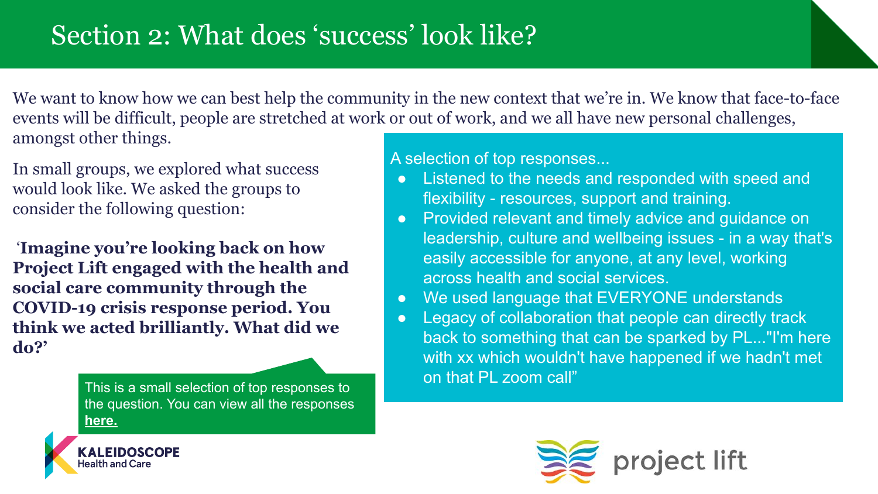# Section 2: What does 'success' look like?

We want to know how we can best help the community in the new context that we're in. We know that face-to-face events will be difficult, people are stretched at work or out of work, and we all have new personal challenges, amongst other things.

In small groups, we explored what success would look like. We asked the groups to consider the following question:

**'Imagine you're looking back on how Project Lift engaged with the health and social care community through the COVID-19 crisis response period. You think we acted brilliantly. What did we do?'**

This is a small selection of top responses to the question. You can view all the responses **here.**

A selection of top responses...

- Listened to the needs and responded with speed and flexibility - resources, support and training.
- Provided relevant and timely advice and guidance on leadership, culture and wellbeing issues - in a way that's easily accessible for anyone, at any level, working across health and social services.
- We used language that EVERYONE understands
- Legacy of collaboration that people can directly track back to something that can be sparked by PL..."I'm here with xx which wouldn't have happened if we hadn't met on that PL zoom call"

KALEIDOSCOPE Health and Care

project lift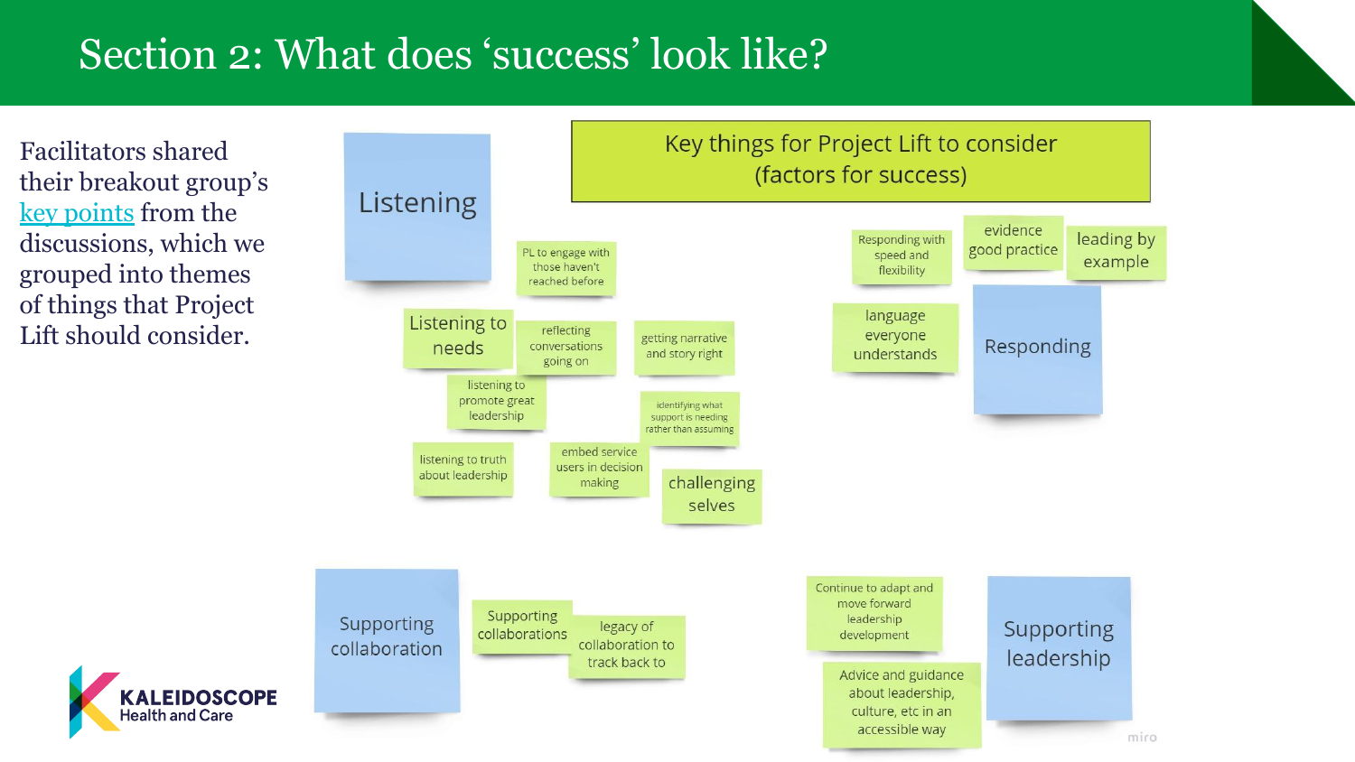# Section 2: What does 'success' look like?

Facilitators shared their breakout group's key points from the discussions, which we grouped into themes of things that Project Lift should consider.

## Key things for Project Lift to consider (factors for success)

### Listening

- PL to engage with those haven't reached before
- Listening to needs
- reflecting conversations going on
- getting narrative and story right
- listening to promote great leadership
- identifying what support is needing rather than assuming
- listening to truth about leadership
- embed service users in decision making
- challenging selves

### Responding

- Responding with speed and flexibility
- evidence good practice
- leading by example
- language everyone understands

### Supporting collaboration

- Supporting collaborations
- legacy of collaboration to track back to

### Supporting leadership

- Continue to adapt and move forward leadership development
- Advice and guidance about leadership, culture, etc in an accessible way

KALEIDOSCOPE Health and Care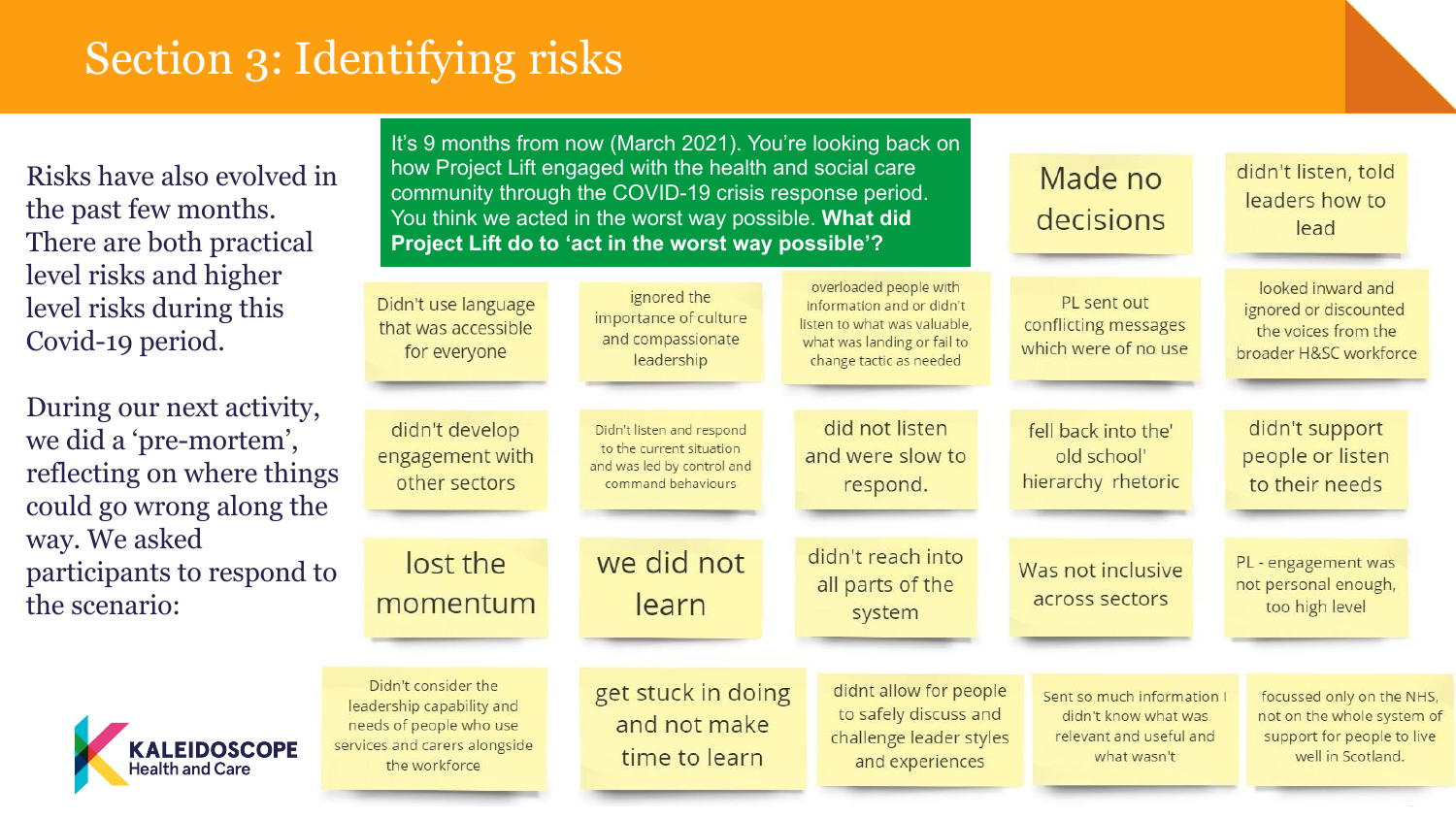# Section 3: Identifying risks

Risks have also evolved in the past few months. There are both practical level risks and higher level risks during this Covid-19 period.

During our next activity, we did a 'pre-mortem', reflecting on where things could go wrong along the way. We asked participants to respond to the scenario:

**It's 9 months from now (March 2021). You're looking back on how Project Lift engaged with the health and social care community through the COVID-19 crisis response period. You think we acted in the worst way possible. What did Project Lift do to 'act in the worst way possible'?**

- Made no decisions
- didn't listen, told leaders how to lead
- Didn't use language that was accessible for everyone
- ignored the importance of culture and compassionate leadership
- overloaded people with information and or didn't listen to what was valuable, what was landing or fail to change tactic as needed
- PL sent out conflicting messages which were of no use
- looked inward and ignored or discounted the voices from the broader H&SC workforce
- didn't develop engagement with other sectors
- Didn't listen and respond to the current situation and was led by control and command behaviours
- did not listen and were slow to respond.
- fell back into the' old school' hierarchy rhetoric
- didn't support people or listen to their needs
- lost the momentum
- we did not learn
- didn't reach into all parts of the system
- Was not inclusive across sectors
- PL - engagement was not personal enough, too high level
- Didn't consider the leadership capability and needs of people who use services and carers alongside the workforce
- get stuck in doing and not make time to learn
- didnt allow for people to safely discuss and challenge leader styles and experiences
- Sent so much information I didn't know what was relevant and useful and what wasn't
- focussed only on the NHS, not on the whole system of support for people to live well in Scotland.

KALEIDOSCOPE Health and Care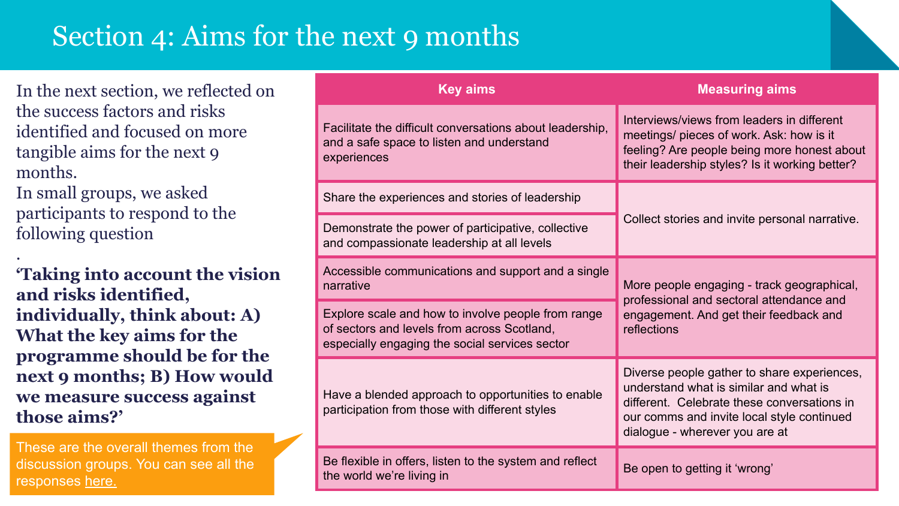# Section 4: Aims for the next 9 months

In the next section, we reflected on the success factors and risks identified and focused on more tangible aims for the next 9 months.

In small groups, we asked participants to respond to the following question

.

**'Taking into account the vision and risks identified, individually, think about: A) What the key aims for the programme should be for the next 9 months; B) How would we measure success against those aims?'**

These are the overall themes from the discussion groups. You can see all the responses [here.]()

| Key aims | Measuring aims |
|---|---|
| Facilitate the difficult conversations about leadership, and a safe space to listen and understand experiences | Interviews/views from leaders in different meetings/ pieces of work. Ask: how is it feeling? Are people being more honest about their leadership styles? Is it working better? |
| Share the experiences and stories of leadership | Collect stories and invite personal narrative. |
| Demonstrate the power of participative, collective and compassionate leadership at all levels | |
| Accessible communications and support and a single narrative | More people engaging - track geographical, professional and sectoral attendance and engagement. And get their feedback and reflections |
| Explore scale and how to involve people from range of sectors and levels from across Scotland, especially engaging the social services sector | |
| Have a blended approach to opportunities to enable participation from those with different styles | Diverse people gather to share experiences, understand what is similar and what is different. Celebrate these conversations in our comms and invite local style continued dialogue - wherever you are at |
| Be flexible in offers, listen to the system and reflect the world we're living in | Be open to getting it 'wrong' |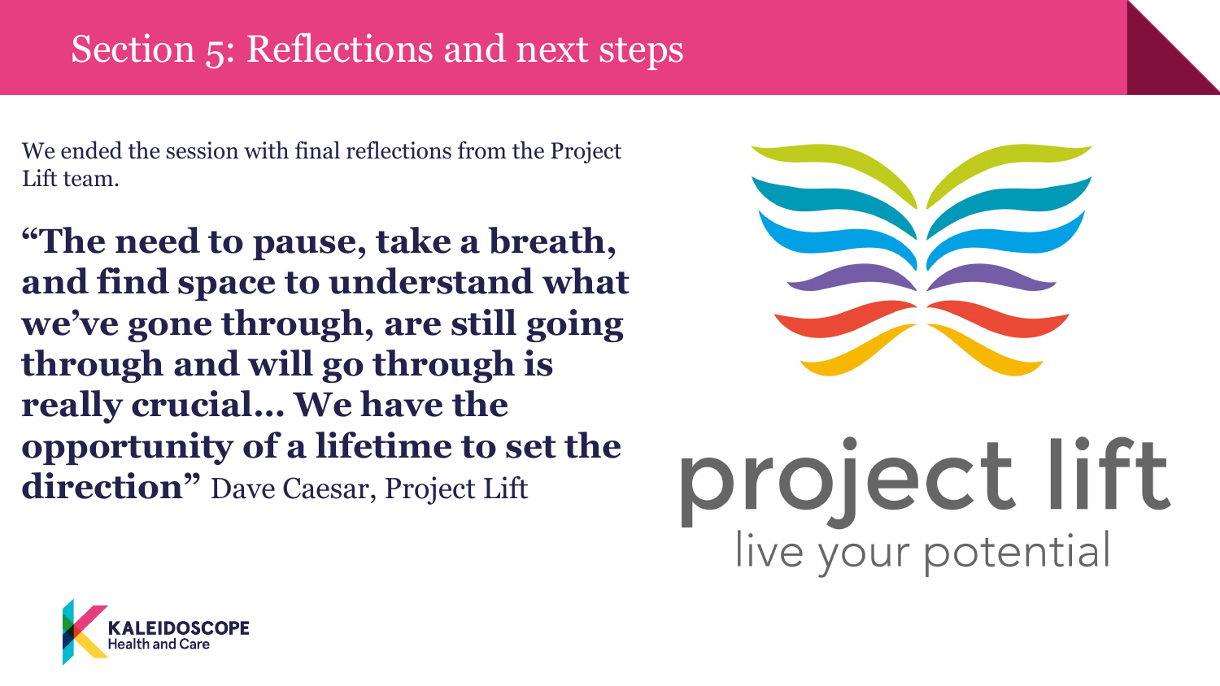# Section 5: Reflections and next steps

We ended the session with final reflections from the Project Lift team.

**"The need to pause, take a breath, and find space to understand what we've gone through, are still going through and will go through is really crucial... We have the opportunity of a lifetime to set the direction"** Dave Caesar, Project Lift

project lift
live your potential

KALEIDOSCOPE
Health and Care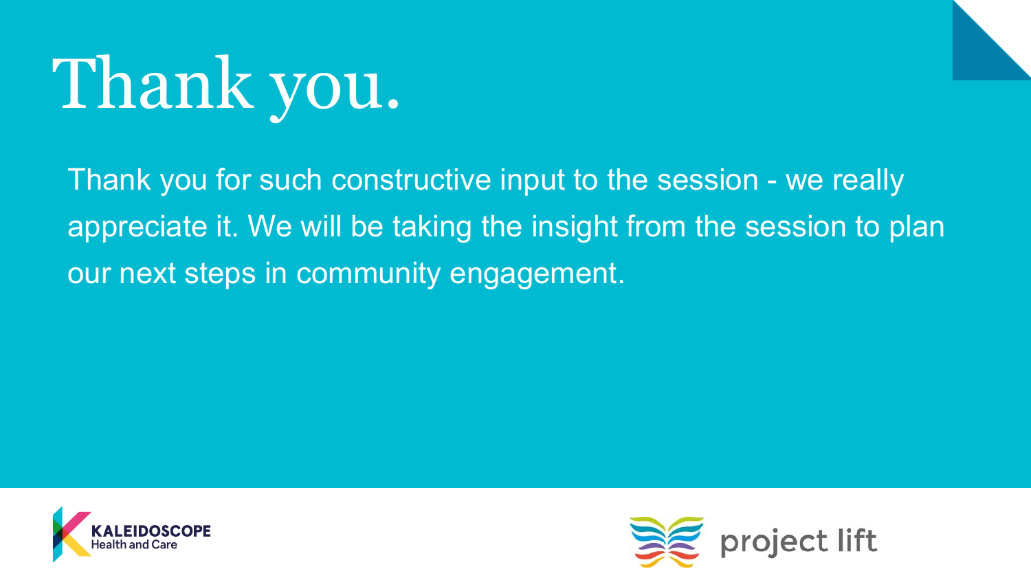# Thank you.

Thank you for such constructive input to the session - we really appreciate it. We will be taking the insight from the session to plan our next steps in community engagement.

KALEIDOSCOPE
Health and Care

project lift